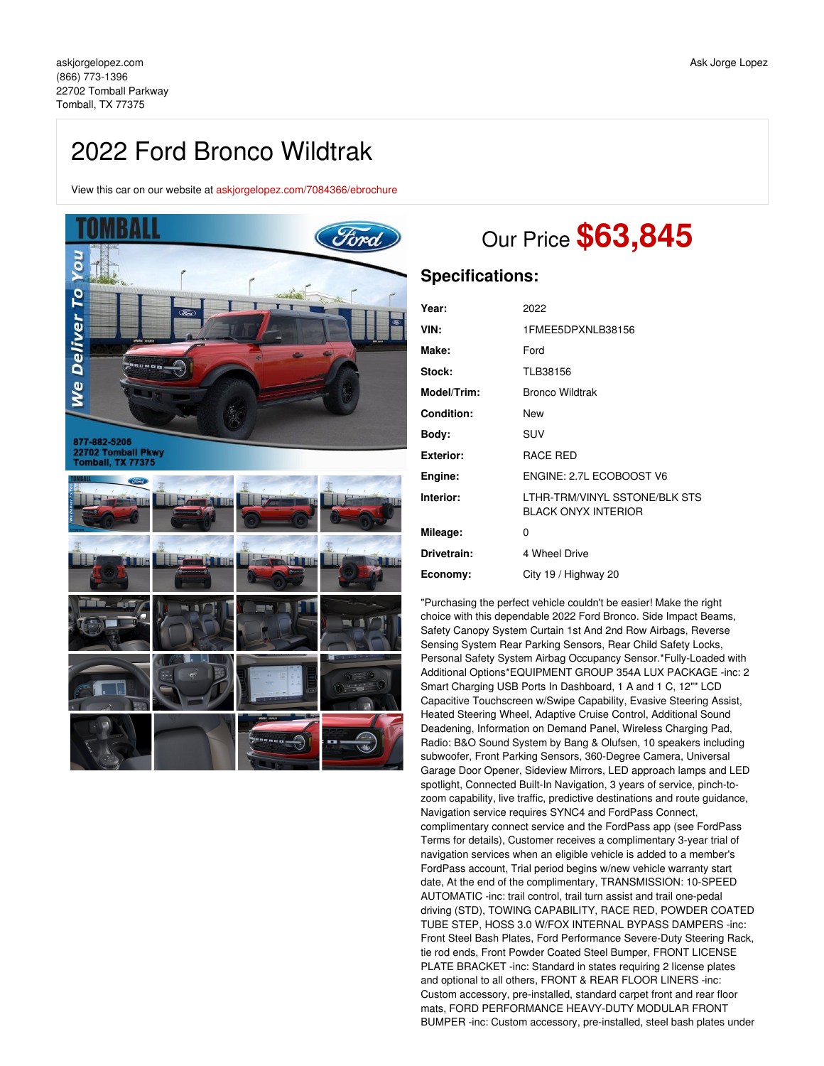askjorgelopez.com
(866) 773-1396
22702 Tomball Parkway
Tomball, TX 77375

Ask Jorge Lopez

# 2022 Ford Bronco Wildtrak

View this car on our website at askjorgelopez.com/7084366/ebrochure

## Our Price **$63,845**

### Specifications:

| | |
|---|---|
| **Year:** | 2022 |
| **VIN:** | 1FMEE5DPXNLB38156 |
| **Make:** | Ford |
| **Stock:** | TLB38156 |
| **Model/Trim:** | Bronco Wildtrak |
| **Condition:** | New |
| **Body:** | SUV |
| **Exterior:** | RACE RED |
| **Engine:** | ENGINE: 2.7L ECOBOOST V6 |
| **Interior:** | LTHR-TRM/VINYL SSTONE/BLK STS BLACK ONYX INTERIOR |
| **Mileage:** | 0 |
| **Drivetrain:** | 4 Wheel Drive |
| **Economy:** | City 19 / Highway 20 |

"Purchasing the perfect vehicle couldn't be easier! Make the right choice with this dependable 2022 Ford Bronco. Side Impact Beams, Safety Canopy System Curtain 1st And 2nd Row Airbags, Reverse Sensing System Rear Parking Sensors, Rear Child Safety Locks, Personal Safety System Airbag Occupancy Sensor.*Fully-Loaded with Additional Options*EQUIPMENT GROUP 354A LUX PACKAGE -inc: 2 Smart Charging USB Ports In Dashboard, 1 A and 1 C, 12"" LCD Capacitive Touchscreen w/Swipe Capability, Evasive Steering Assist, Heated Steering Wheel, Adaptive Cruise Control, Additional Sound Deadening, Information on Demand Panel, Wireless Charging Pad, Radio: B&O Sound System by Bang & Olufsen, 10 speakers including subwoofer, Front Parking Sensors, 360-Degree Camera, Universal Garage Door Opener, Sideview Mirrors, LED approach lamps and LED spotlight, Connected Built-In Navigation, 3 years of service, pinch-to-zoom capability, live traffic, predictive destinations and route guidance, Navigation service requires SYNC4 and FordPass Connect, complimentary connect service and the FordPass app (see FordPass Terms for details), Customer receives a complimentary 3-year trial of navigation services when an eligible vehicle is added to a member's FordPass account, Trial period begins w/new vehicle warranty start date, At the end of the complimentary, TRANSMISSION: 10-SPEED AUTOMATIC -inc: trail control, trail turn assist and trail one-pedal driving (STD), TOWING CAPABILITY, RACE RED, POWDER COATED TUBE STEP, HOSS 3.0 W/FOX INTERNAL BYPASS DAMPERS -inc: Front Steel Bash Plates, Ford Performance Severe-Duty Steering Rack, tie rod ends, Front Powder Coated Steel Bumper, FRONT LICENSE PLATE BRACKET -inc: Standard in states requiring 2 license plates and optional to all others, FRONT & REAR FLOOR LINERS -inc: Custom accessory, pre-installed, standard carpet front and rear floor mats, FORD PERFORMANCE HEAVY-DUTY MODULAR FRONT BUMPER -inc: Custom accessory, pre-installed, steel bash plates under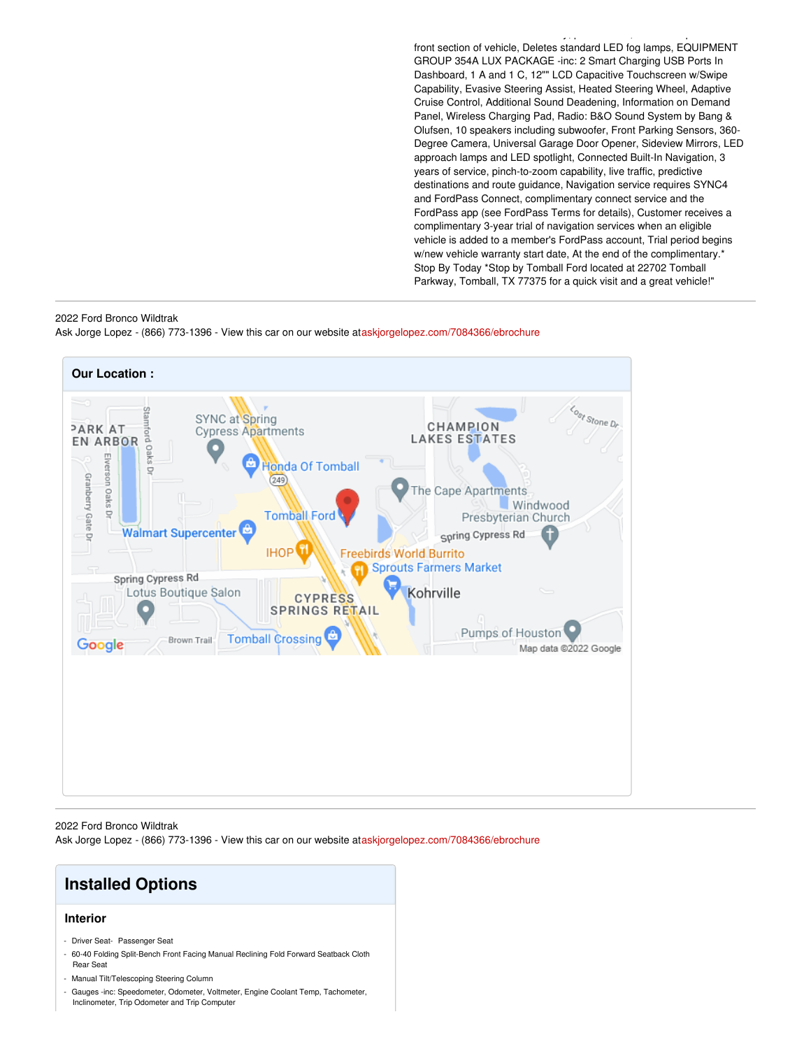front section of vehicle, Deletes standard LED fog lamps, EQUIPMENT GROUP 354A LUX PACKAGE -inc: 2 Smart Charging USB Ports In Dashboard, 1 A and 1 C, 12"" LCD Capacitive Touchscreen w/Swipe Capability, Evasive Steering Assist, Heated Steering Wheel, Adaptive Cruise Control, Additional Sound Deadening, Information on Demand Panel, Wireless Charging Pad, Radio: B&O Sound System by Bang & Olufsen, 10 speakers including subwoofer, Front Parking Sensors, 360-Degree Camera, Universal Garage Door Opener, Sideview Mirrors, LED approach lamps and LED spotlight, Connected Built-In Navigation, 3 years of service, pinch-to-zoom capability, live traffic, predictive destinations and route guidance, Navigation service requires SYNC4 and FordPass Connect, complimentary connect service and the FordPass app (see FordPass Terms for details), Customer receives a complimentary 3-year trial of navigation services when an eligible vehicle is added to a member's FordPass account, Trial period begins w/new vehicle warranty start date, At the end of the complimentary.* Stop By Today *Stop by Tomball Ford located at 22702 Tomball Parkway, Tomball, TX 77375 for a quick visit and a great vehicle!"

2022 Ford Bronco Wildtrak
Ask Jorge Lopez - (866) 773-1396 - View this car on our website at askjorgelopez.com/7084366/ebrochure

## Our Location :

2022 Ford Bronco Wildtrak
Ask Jorge Lopez - (866) 773-1396 - View this car on our website at askjorgelopez.com/7084366/ebrochure

# Installed Options

### Interior

- Driver Seat- Passenger Seat
- 60-40 Folding Split-Bench Front Facing Manual Reclining Fold Forward Seatback Cloth Rear Seat
- Manual Tilt/Telescoping Steering Column
- Gauges -inc: Speedometer, Odometer, Voltmeter, Engine Coolant Temp, Tachometer, Inclinometer, Trip Odometer and Trip Computer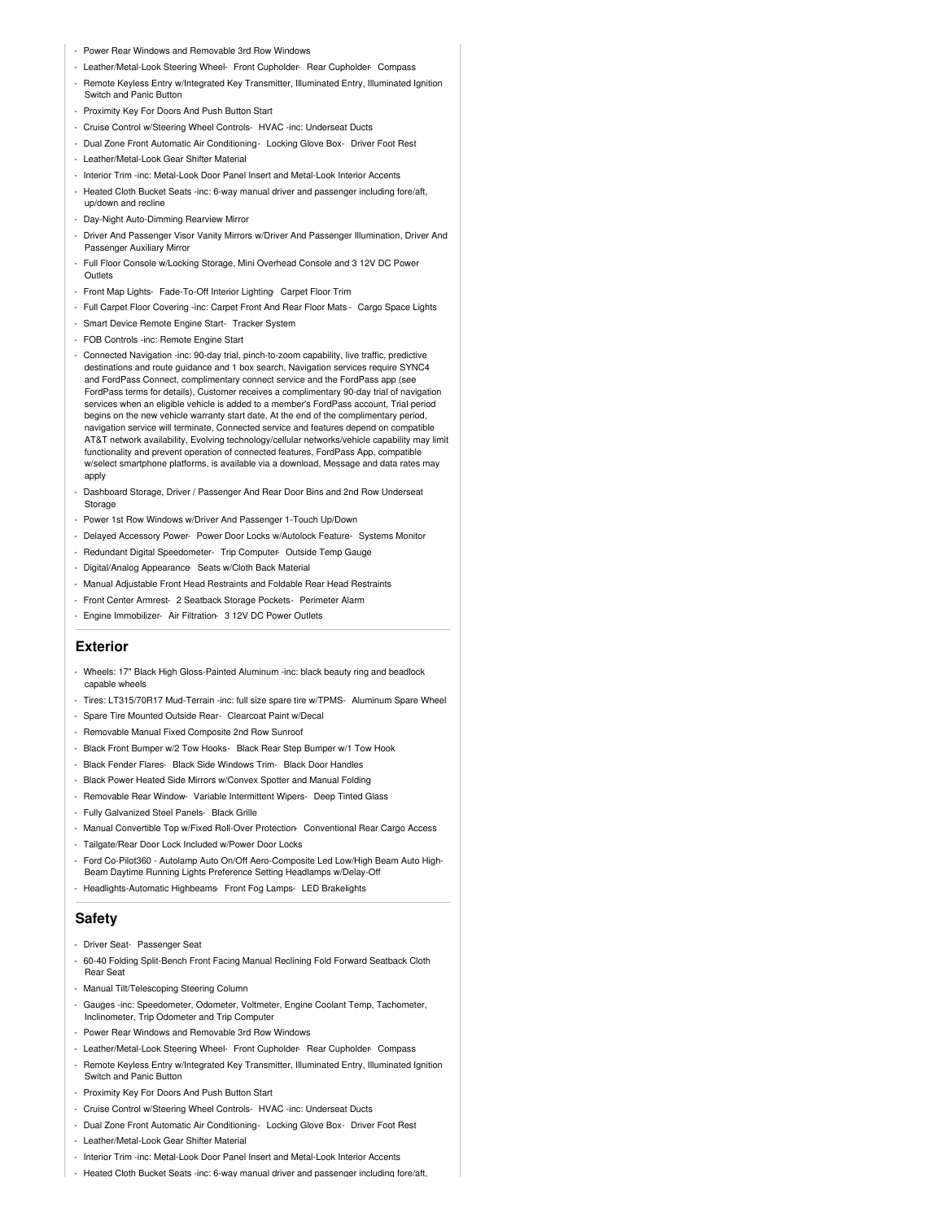- Power Rear Windows and Removable 3rd Row Windows
- Leather/Metal-Look Steering Wheel- Front Cupholder- Rear Cupholder- Compass
- Remote Keyless Entry w/Integrated Key Transmitter, Illuminated Entry, Illuminated Ignition Switch and Panic Button
- Proximity Key For Doors And Push Button Start
- Cruise Control w/Steering Wheel Controls- HVAC -inc: Underseat Ducts
- Dual Zone Front Automatic Air Conditioning- Locking Glove Box- Driver Foot Rest
- Leather/Metal-Look Gear Shifter Material
- Interior Trim -inc: Metal-Look Door Panel Insert and Metal-Look Interior Accents
- Heated Cloth Bucket Seats -inc: 6-way manual driver and passenger including fore/aft, up/down and recline
- Day-Night Auto-Dimming Rearview Mirror
- Driver And Passenger Visor Vanity Mirrors w/Driver And Passenger Illumination, Driver And Passenger Auxiliary Mirror
- Full Floor Console w/Locking Storage, Mini Overhead Console and 3 12V DC Power Outlets
- Front Map Lights- Fade-To-Off Interior Lighting- Carpet Floor Trim
- Full Carpet Floor Covering -inc: Carpet Front And Rear Floor Mats - Cargo Space Lights
- Smart Device Remote Engine Start- Tracker System
- FOB Controls -inc: Remote Engine Start
- Connected Navigation -inc: 90-day trial, pinch-to-zoom capability, live traffic, predictive destinations and route guidance and 1 box search, Navigation services require SYNC4 and FordPass Connect, complimentary connect service and the FordPass app (see FordPass terms for details), Customer receives a complimentary 90-day trial of navigation services when an eligible vehicle is added to a member's FordPass account, Trial period begins on the new vehicle warranty start date, At the end of the complimentary period, navigation service will terminate, Connected service and features depend on compatible AT&T network availability, Evolving technology/cellular networks/vehicle capability may limit functionality and prevent operation of connected features, FordPass App, compatible w/select smartphone platforms, is available via a download, Message and data rates may apply
- Dashboard Storage, Driver / Passenger And Rear Door Bins and 2nd Row Underseat Storage
- Power 1st Row Windows w/Driver And Passenger 1-Touch Up/Down
- Delayed Accessory Power- Power Door Locks w/Autolock Feature- Systems Monitor
- Redundant Digital Speedometer- Trip Computer- Outside Temp Gauge
- Digital/Analog Appearance- Seats w/Cloth Back Material
- Manual Adjustable Front Head Restraints and Foldable Rear Head Restraints
- Front Center Armrest- 2 Seatback Storage Pockets- Perimeter Alarm
- Engine Immobilizer- Air Filtration- 3 12V DC Power Outlets

## Exterior

- Wheels: 17" Black High Gloss-Painted Aluminum -inc: black beauty ring and beadlock capable wheels
- Tires: LT315/70R17 Mud-Terrain -inc: full size spare tire w/TPMS- Aluminum Spare Wheel
- Spare Tire Mounted Outside Rear- Clearcoat Paint w/Decal
- Removable Manual Fixed Composite 2nd Row Sunroof
- Black Front Bumper w/2 Tow Hooks- Black Rear Step Bumper w/1 Tow Hook
- Black Fender Flares- Black Side Windows Trim- Black Door Handles
- Black Power Heated Side Mirrors w/Convex Spotter and Manual Folding
- Removable Rear Window- Variable Intermittent Wipers- Deep Tinted Glass
- Fully Galvanized Steel Panels- Black Grille
- Manual Convertible Top w/Fixed Roll-Over Protection- Conventional Rear Cargo Access
- Tailgate/Rear Door Lock Included w/Power Door Locks
- Ford Co-Pilot360 - Autolamp Auto On/Off Aero-Composite Led Low/High Beam Auto High-Beam Daytime Running Lights Preference Setting Headlamps w/Delay-Off
- Headlights-Automatic Highbeams- Front Fog Lamps- LED Brakelights

## Safety

- Driver Seat- Passenger Seat
- 60-40 Folding Split-Bench Front Facing Manual Reclining Fold Forward Seatback Cloth Rear Seat
- Manual Tilt/Telescoping Steering Column
- Gauges -inc: Speedometer, Odometer, Voltmeter, Engine Coolant Temp, Tachometer, Inclinometer, Trip Odometer and Trip Computer
- Power Rear Windows and Removable 3rd Row Windows
- Leather/Metal-Look Steering Wheel- Front Cupholder- Rear Cupholder- Compass
- Remote Keyless Entry w/Integrated Key Transmitter, Illuminated Entry, Illuminated Ignition Switch and Panic Button
- Proximity Key For Doors And Push Button Start
- Cruise Control w/Steering Wheel Controls- HVAC -inc: Underseat Ducts
- Dual Zone Front Automatic Air Conditioning- Locking Glove Box- Driver Foot Rest
- Leather/Metal-Look Gear Shifter Material
- Interior Trim -inc: Metal-Look Door Panel Insert and Metal-Look Interior Accents
- Heated Cloth Bucket Seats -inc: 6-way manual driver and passenger including fore/aft,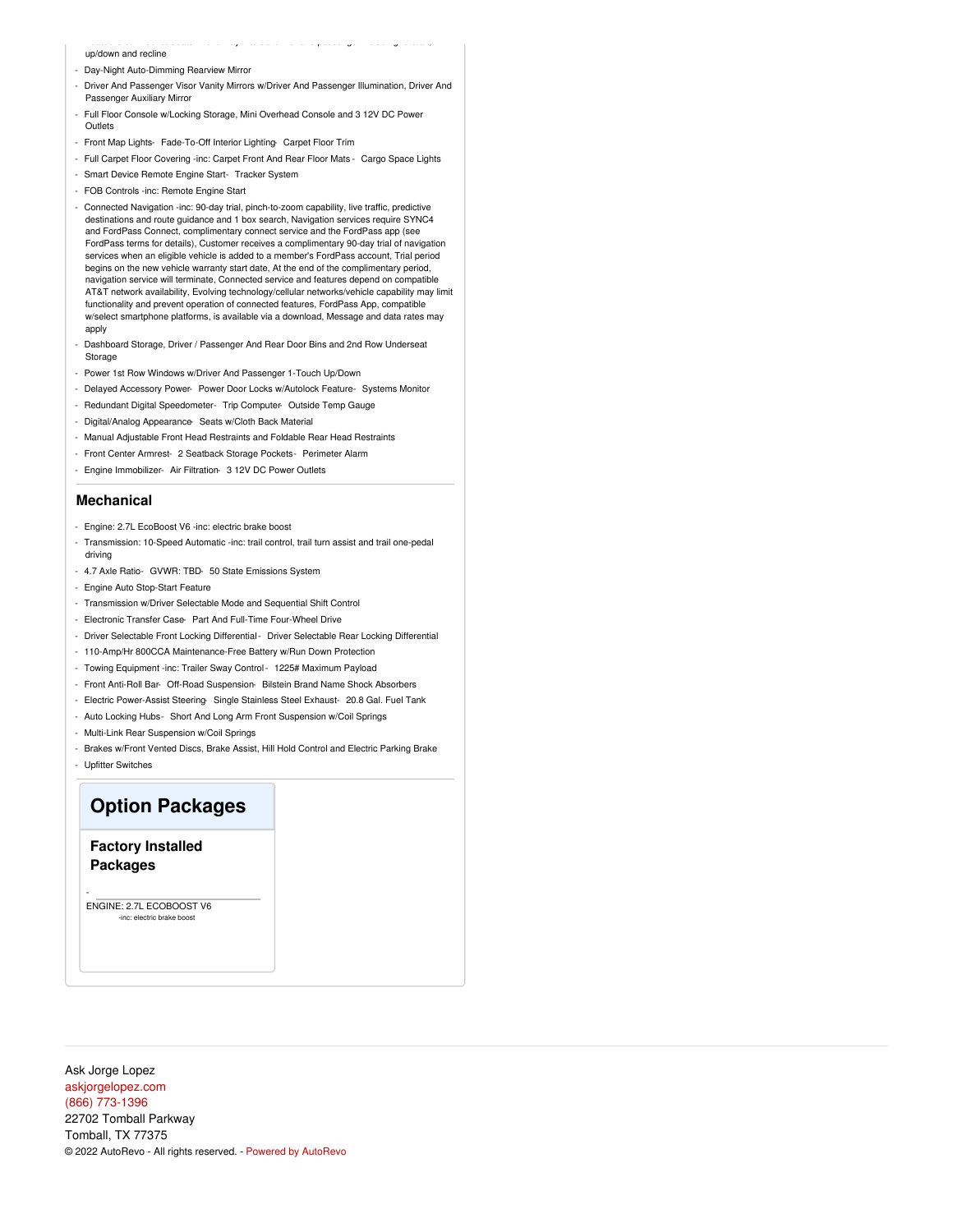up/down and recline

- Day-Night Auto-Dimming Rearview Mirror
- Driver And Passenger Visor Vanity Mirrors w/Driver And Passenger Illumination, Driver And Passenger Auxiliary Mirror
- Full Floor Console w/Locking Storage, Mini Overhead Console and 3 12V DC Power Outlets
- Front Map Lights- Fade-To-Off Interior Lighting- Carpet Floor Trim
- Full Carpet Floor Covering -inc: Carpet Front And Rear Floor Mats - Cargo Space Lights
- Smart Device Remote Engine Start- Tracker System
- FOB Controls -inc: Remote Engine Start
- Connected Navigation -inc: 90-day trial, pinch-to-zoom capability, live traffic, predictive destinations and route guidance and 1 box search, Navigation services require SYNC4 and FordPass Connect, complimentary connect service and the FordPass app (see FordPass terms for details), Customer receives a complimentary 90-day trial of navigation services when an eligible vehicle is added to a member's FordPass account, Trial period begins on the new vehicle warranty start date, At the end of the complimentary period, navigation service will terminate, Connected service and features depend on compatible AT&T network availability, Evolving technology/cellular networks/vehicle capability may limit functionality and prevent operation of connected features, FordPass App, compatible w/select smartphone platforms, is available via a download, Message and data rates may apply
- Dashboard Storage, Driver / Passenger And Rear Door Bins and 2nd Row Underseat Storage
- Power 1st Row Windows w/Driver And Passenger 1-Touch Up/Down
- Delayed Accessory Power- Power Door Locks w/Autolock Feature- Systems Monitor
- Redundant Digital Speedometer- Trip Computer- Outside Temp Gauge
- Digital/Analog Appearance- Seats w/Cloth Back Material
- Manual Adjustable Front Head Restraints and Foldable Rear Head Restraints
- Front Center Armrest- 2 Seatback Storage Pockets- Perimeter Alarm
- Engine Immobilizer- Air Filtration- 3 12V DC Power Outlets

## Mechanical

- Engine: 2.7L EcoBoost V6 -inc: electric brake boost
- Transmission: 10-Speed Automatic -inc: trail control, trail turn assist and trail one-pedal driving
- 4.7 Axle Ratio- GVWR: TBD- 50 State Emissions System
- Engine Auto Stop-Start Feature
- Transmission w/Driver Selectable Mode and Sequential Shift Control
- Electronic Transfer Case- Part And Full-Time Four-Wheel Drive
- Driver Selectable Front Locking Differential- Driver Selectable Rear Locking Differential
- 110-Amp/Hr 800CCA Maintenance-Free Battery w/Run Down Protection
- Towing Equipment -inc: Trailer Sway Control- 1225# Maximum Payload
- Front Anti-Roll Bar- Off-Road Suspension- Bilstein Brand Name Shock Absorbers
- Electric Power-Assist Steering- Single Stainless Steel Exhaust- 20.8 Gal. Fuel Tank
- Auto Locking Hubs- Short And Long Arm Front Suspension w/Coil Springs
- Multi-Link Rear Suspension w/Coil Springs
- Brakes w/Front Vented Discs, Brake Assist, Hill Hold Control and Electric Parking Brake
- Upfitter Switches

## Option Packages

### Factory Installed Packages

-

ENGINE: 2.7L ECOBOOST V6
-inc: electric brake boost

Ask Jorge Lopez
askjorgelopez.com
(866) 773-1396
22702 Tomball Parkway
Tomball, TX 77375
© 2022 AutoRevo - All rights reserved. - Powered by AutoRevo